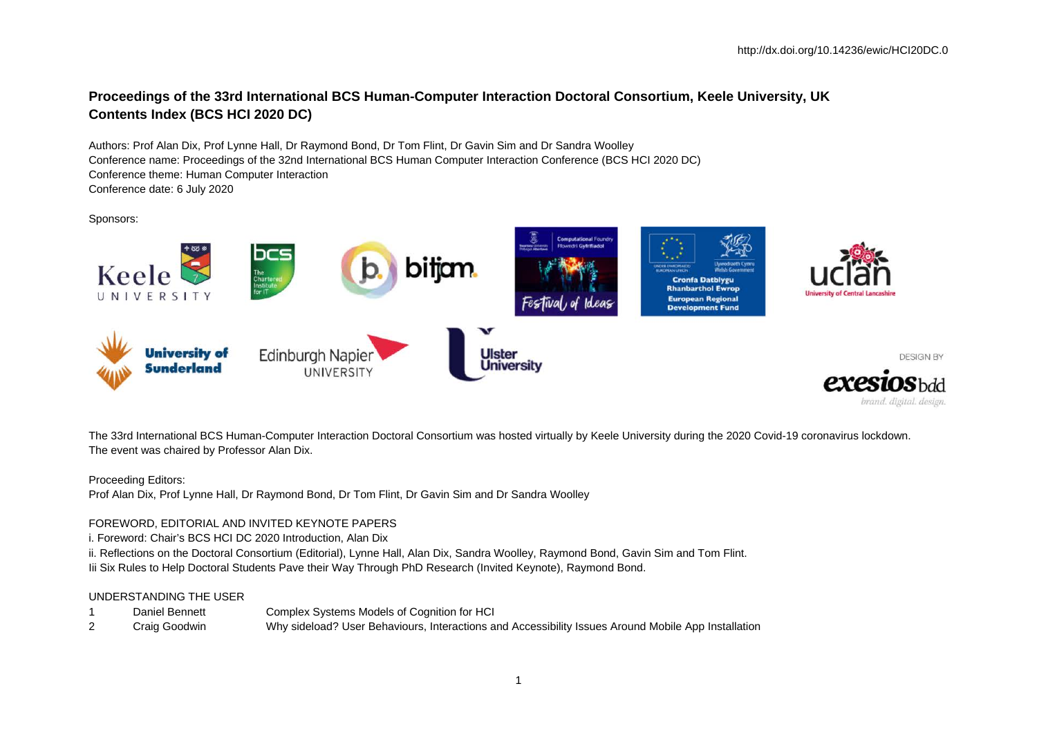http://dx.doi.org/10.14236/ewic/HCI20DC.0

# Proceedings of the 33rd International BCS Human-Computer Interaction Doctoral Consortium, Keele University, UK Contents Index (BCS HCI 2020 DC)

Authors: Prof Alan Dix, Prof Lynne Hall, Dr Raymond Bond, Dr Tom Flint, Dr Gavin Sim and Dr Sandra Woolley
Conference name: Proceedings of the 32nd International BCS Human Computer Interaction Conference (BCS HCI 2020 DC)
Conference theme: Human Computer Interaction
Conference date: 6 July 2020

Sponsors:

The 33rd International BCS Human-Computer Interaction Doctoral Consortium was hosted virtually by Keele University during the 2020 Covid-19 coronavirus lockdown. The event was chaired by Professor Alan Dix.

Proceeding Editors:
Prof Alan Dix, Prof Lynne Hall, Dr Raymond Bond, Dr Tom Flint, Dr Gavin Sim and Dr Sandra Woolley

## FOREWORD, EDITORIAL AND INVITED KEYNOTE PAPERS

i. Foreword: Chair's BCS HCI DC 2020 Introduction, Alan Dix
ii. Reflections on the Doctoral Consortium (Editorial), Lynne Hall, Alan Dix, Sandra Woolley, Raymond Bond, Gavin Sim and Tom Flint.
Iii Six Rules to Help Doctoral Students Pave their Way Through PhD Research (Invited Keynote), Raymond Bond.

## UNDERSTANDING THE USER

| | | |
|---|---|---|
| 1 | Daniel Bennett | Complex Systems Models of Cognition for HCI |
| 2 | Craig Goodwin | Why sideload? User Behaviours, Interactions and Accessibility Issues Around Mobile App Installation |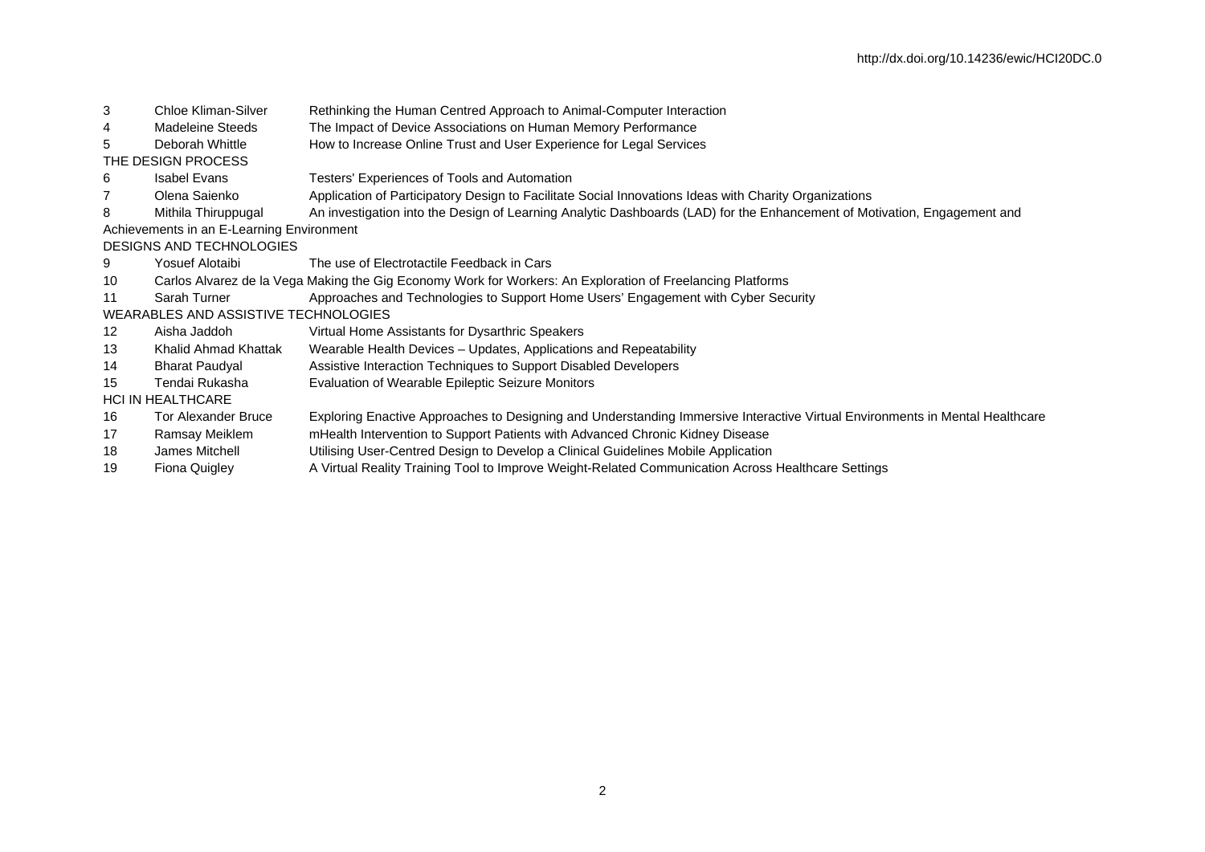| | | |
|---|---|---|
| 3 | Chloe Kliman-Silver | Rethinking the Human Centred Approach to Animal-Computer Interaction |
| 4 | Madeleine Steeds | The Impact of Device Associations on Human Memory Performance |
| 5 | Deborah Whittle | How to Increase Online Trust and User Experience for Legal Services |
| THE DESIGN PROCESS | | |
| 6 | Isabel Evans | Testers' Experiences of Tools and Automation |
| 7 | Olena Saienko | Application of Participatory Design to Facilitate Social Innovations Ideas with Charity Organizations |
| 8 | Mithila Thiruppugal | An investigation into the Design of Learning Analytic Dashboards (LAD) for the Enhancement of Motivation, Engagement and Achievements in an E-Learning Environment |
| DESIGNS AND TECHNOLOGIES | | |
| 9 | Yosuef Alotaibi | The use of Electrotactile Feedback in Cars |
| 10 | Carlos Alvarez de la Vega | Making the Gig Economy Work for Workers: An Exploration of Freelancing Platforms |
| 11 | Sarah Turner | Approaches and Technologies to Support Home Users' Engagement with Cyber Security |
| WEARABLES AND ASSISTIVE TECHNOLOGIES | | |
| 12 | Aisha Jaddoh | Virtual Home Assistants for Dysarthric Speakers |
| 13 | Khalid Ahmad Khattak | Wearable Health Devices – Updates, Applications and Repeatability |
| 14 | Bharat Paudyal | Assistive Interaction Techniques to Support Disabled Developers |
| 15 | Tendai Rukasha | Evaluation of Wearable Epileptic Seizure Monitors |
| HCI IN HEALTHCARE | | |
| 16 | Tor Alexander Bruce | Exploring Enactive Approaches to Designing and Understanding Immersive Interactive Virtual Environments in Mental Healthcare |
| 17 | Ramsay Meiklem | mHealth Intervention to Support Patients with Advanced Chronic Kidney Disease |
| 18 | James Mitchell | Utilising User-Centred Design to Develop a Clinical Guidelines Mobile Application |
| 19 | Fiona Quigley | A Virtual Reality Training Tool to Improve Weight-Related Communication Across Healthcare Settings |